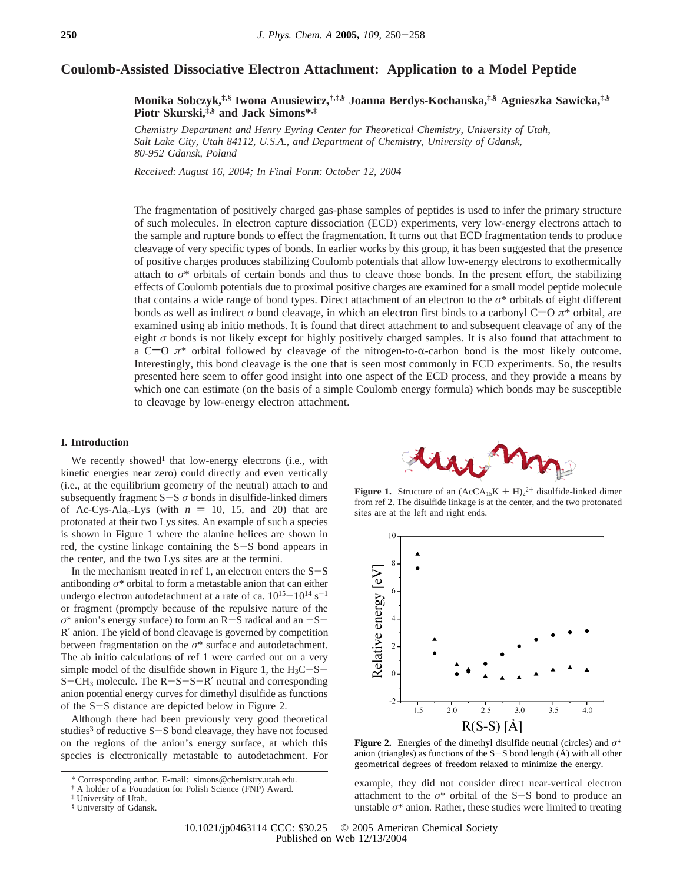# Coulomb-Assisted Dissociative Electron Attachment: Application to a Model Peptide

**Monika Sobczyk,[‡,§] Iwona Anusiewicz,[†,‡,§] Joanna Berdys-Kochanska,[‡,§] Agnieszka Sawicka,[‡,§] Piotr Skurski,[‡,§] and Jack Simons*,[‡]**

*Chemistry Department and Henry Eyring Center for Theoretical Chemistry, University of Utah, Salt Lake City, Utah 84112, U.S.A., and Department of Chemistry, University of Gdansk, 80-952 Gdansk, Poland*

*Received: August 16, 2004; In Final Form: October 12, 2004*

The fragmentation of positively charged gas-phase samples of peptides is used to infer the primary structure of such molecules. In electron capture dissociation (ECD) experiments, very low-energy electrons attach to the sample and rupture bonds to effect the fragmentation. It turns out that ECD fragmentation tends to produce cleavage of very specific types of bonds. In earlier works by this group, it has been suggested that the presence of positive charges produces stabilizing Coulomb potentials that allow low-energy electrons to exothermically attach to $\sigma^*$ orbitals of certain bonds and thus to cleave those bonds. In the present effort, the stabilizing effects of Coulomb potentials due to proximal positive charges are examined for a small model peptide molecule that contains a wide range of bond types. Direct attachment of an electron to the $\sigma^*$ orbitals of eight different bonds as well as indirect $\sigma$ bond cleavage, in which an electron first binds to a carbonyl C=O $\pi^*$ orbital, are examined using ab initio methods. It is found that direct attachment to and subsequent cleavage of any of the eight $\sigma$ bonds is not likely except for highly positively charged samples. It is also found that attachment to a C=O $\pi^*$ orbital followed by cleavage of the nitrogen-to-α-carbon bond is the most likely outcome. Interestingly, this bond cleavage is the one that is seen most commonly in ECD experiments. So, the results presented here seem to offer good insight into one aspect of the ECD process, and they provide a means by which one can estimate (on the basis of a simple Coulomb energy formula) which bonds may be susceptible to cleavage by low-energy electron attachment.

## I. Introduction

We recently showed[1] that low-energy electrons (i.e., with kinetic energies near zero) could directly and even vertically (i.e., at the equilibrium geometry of the neutral) attach to and subsequently fragment S−S $\sigma$ bonds in disulfide-linked dimers of Ac-Cys-Ala$_n$-Lys (with $n$ = 10, 15, and 20) that are protonated at their two Lys sites. An example of such a species is shown in Figure 1 where the alanine helices are shown in red, the cystine linkage containing the S−S bond appears in the center, and the two Lys sites are at the termini.

**Figure 1.** Structure of an $(AcCA_{15}K + H)_2^{2+}$ disulfide-linked dimer from ref 2. The disulfide linkage is at the center, and the two protonated sites are at the left and right ends.

**Figure 2.** Energies of the dimethyl disulfide neutral (circles) and $\sigma^*$ anion (triangles) as functions of the S−S bond length (Å) with all other geometrical degrees of freedom relaxed to minimize the energy.

In the mechanism treated in ref 1, an electron enters the S−S antibonding $\sigma^*$ orbital to form a metastable anion that can either undergo electron autodetachment at a rate of ca. $10^{15}$−$10^{14}$ s$^{-1}$ or fragment (promptly because of the repulsive nature of the $\sigma^*$ anion's energy surface) to form an R−S radical and an −S−R′ anion. The yield of bond cleavage is governed by competition between fragmentation on the $\sigma^*$ surface and autodetachment. The ab initio calculations of ref 1 were carried out on a very simple model of the disulfide shown in Figure 1, the $H_3C$−S−S−$CH_3$ molecule. The R−S−S−R′ neutral and corresponding anion potential energy curves for dimethyl disulfide as functions of the S−S distance are depicted below in Figure 2.

Although there had been previously very good theoretical studies[3] of reductive S−S bond cleavage, they have not focused on the regions of the anion's energy surface, at which this species is electronically metastable to autodetachment. For example, they did not consider direct near-vertical electron attachment to the $\sigma^*$ orbital of the S−S bond to produce an unstable $\sigma^*$ anion. Rather, these studies were limited to treating

* Corresponding author. E-mail: simons@chemistry.utah.edu.
† A holder of a Foundation for Polish Science (FNP) Award.
‡ University of Utah.
§ University of Gdansk.

10.1021/jp0463114 CCC: $30.25 © 2005 American Chemical Society
Published on Web 12/13/2004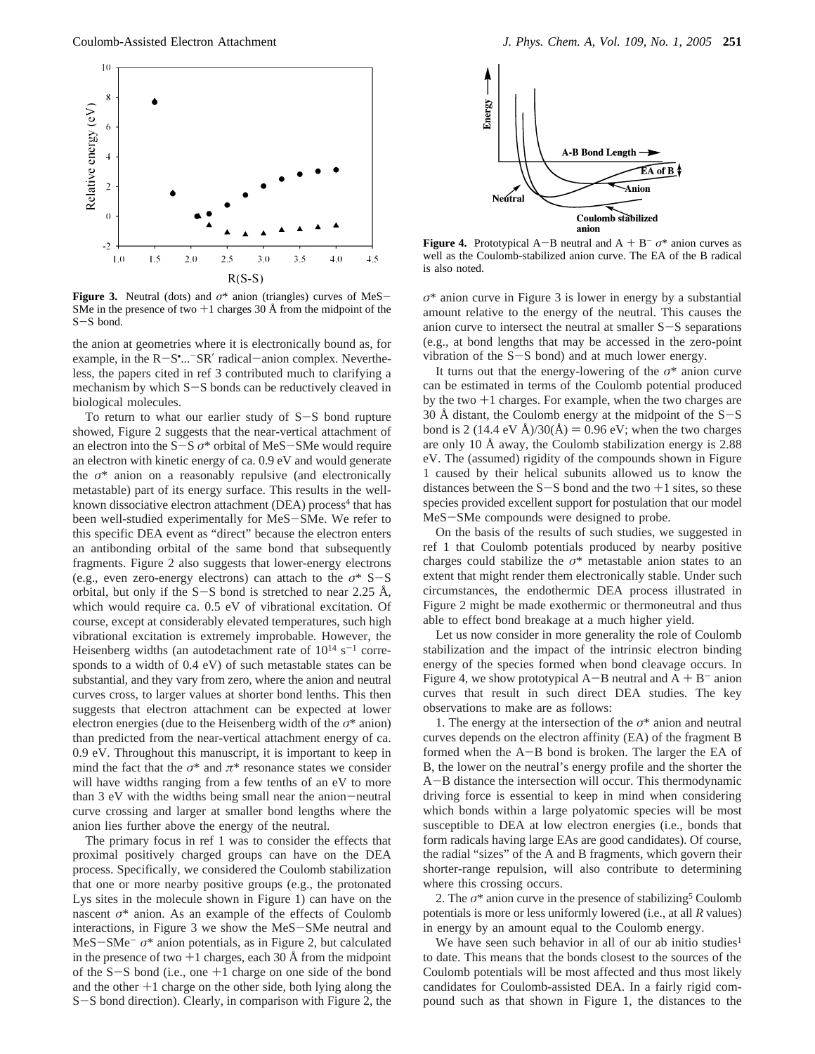**Figure 3.** Neutral (dots) and $\sigma^*$ anion (triangles) curves of MeS−SMe in the presence of two +1 charges 30 Å from the midpoint of the S−S bond.

the anion at geometries where it is electronically bound as, for example, in the R−S•...⁻SR′ radical−anion complex. Nevertheless, the papers cited in ref 3 contributed much to clarifying a mechanism by which S−S bonds can be reductively cleaved in biological molecules.

To return to what our earlier study of S−S bond rupture showed, Figure 2 suggests that the near-vertical attachment of an electron into the S−S $\sigma^*$ orbital of MeS−SMe would require an electron with kinetic energy of ca. 0.9 eV and would generate the $\sigma^*$ anion on a reasonably repulsive (and electronically metastable) part of its energy surface. This results in the well-known dissociative electron attachment (DEA) process[4] that has been well-studied experimentally for MeS−SMe. We refer to this specific DEA event as "direct" because the electron enters an antibonding orbital of the same bond that subsequently fragments. Figure 2 also suggests that lower-energy electrons (e.g., even zero-energy electrons) can attach to the $\sigma^*$ S−S orbital, but only if the S−S bond is stretched to near 2.25 Å, which would require ca. 0.5 eV of vibrational excitation. Of course, except at considerably elevated temperatures, such high vibrational excitation is extremely improbable. However, the Heisenberg widths (an autodetachment rate of $10^{14}$ s$^{-1}$ corresponds to a width of 0.4 eV) of such metastable states can be substantial, and they vary from zero, where the anion and neutral curves cross, to larger values at shorter bond lenths. This then suggests that electron attachment can be expected at lower electron energies (due to the Heisenberg width of the $\sigma^*$ anion) than predicted from the near-vertical attachment energy of ca. 0.9 eV. Throughout this manuscript, it is important to keep in mind the fact that the $\sigma^*$ and $\pi^*$ resonance states we consider will have widths ranging from a few tenths of an eV to more than 3 eV with the widths being small near the anion−neutral curve crossing and larger at smaller bond lengths where the anion lies further above the energy of the neutral.

The primary focus in ref 1 was to consider the effects that proximal positively charged groups can have on the DEA process. Specifically, we considered the Coulomb stabilization that one or more nearby positive groups (e.g., the protonated Lys sites in the molecule shown in Figure 1) can have on the nascent $\sigma^*$ anion. As an example of the effects of Coulomb interactions, in Figure 3 we show the MeS−SMe neutral and MeS−SMe⁻ $\sigma^*$ anion potentials, as in Figure 2, but calculated in the presence of two +1 charges, each 30 Å from the midpoint of the S−S bond (i.e., one +1 charge on one side of the bond and the other +1 charge on the other side, both lying along the S−S bond direction). Clearly, in comparison with Figure 2, the $\sigma^*$ anion curve in Figure 3 is lower in energy by a substantial amount relative to the energy of the neutral. This causes the anion curve to intersect the neutral at smaller S−S separations (e.g., at bond lengths that may be accessed in the zero-point vibration of the S−S bond) and at much lower energy.

**Figure 4.** Prototypical A−B neutral and A + B⁻ $\sigma^*$ anion curves as well as the Coulomb-stabilized anion curve. The EA of the B radical is also noted.

It turns out that the energy-lowering of the $\sigma^*$ anion curve can be estimated in terms of the Coulomb potential produced by the two +1 charges. For example, when the two charges are 30 Å distant, the Coulomb energy at the midpoint of the S−S bond is 2 (14.4 eV Å)/30(Å) = 0.96 eV; when the two charges are only 10 Å away, the Coulomb stabilization energy is 2.88 eV. The (assumed) rigidity of the compounds shown in Figure 1 caused by their helical subunits allowed us to know the distances between the S−S bond and the two +1 sites, so these species provided excellent support for postulation that our model MeS−SMe compounds were designed to probe.

On the basis of the results of such studies, we suggested in ref 1 that Coulomb potentials produced by nearby positive charges could stabilize the $\sigma^*$ metastable anion states to an extent that might render them electronically stable. Under such circumstances, the endothermic DEA process illustrated in Figure 2 might be made exothermic or thermoneutral and thus able to effect bond breakage at a much higher yield.

Let us now consider in more generality the role of Coulomb stabilization and the impact of the intrinsic electron binding energy of the species formed when bond cleavage occurs. In Figure 4, we show prototypical A−B neutral and A + B⁻ anion curves that result in such direct DEA studies. The key observations to make are as follows:

1. The energy at the intersection of the $\sigma^*$ anion and neutral curves depends on the electron affinity (EA) of the fragment B formed when the A−B bond is broken. The larger the EA of B, the lower on the neutral's energy profile and the shorter the A−B distance the intersection will occur. This thermodynamic driving force is essential to keep in mind when considering which bonds within a large polyatomic species will be most susceptible to DEA at low electron energies (i.e., bonds that form radicals having large EAs are good candidates). Of course, the radial "sizes" of the A and B fragments, which govern their shorter-range repulsion, will also contribute to determining where this crossing occurs.

2. The $\sigma^*$ anion curve in the presence of stabilizing[5] Coulomb potentials is more or less uniformly lowered (i.e., at all $R$ values) in energy by an amount equal to the Coulomb energy.

We have seen such behavior in all of our ab initio studies[1] to date. This means that the bonds closest to the sources of the Coulomb potentials will be most affected and thus most likely candidates for Coulomb-assisted DEA. In a fairly rigid compound such as that shown in Figure 1, the distances to the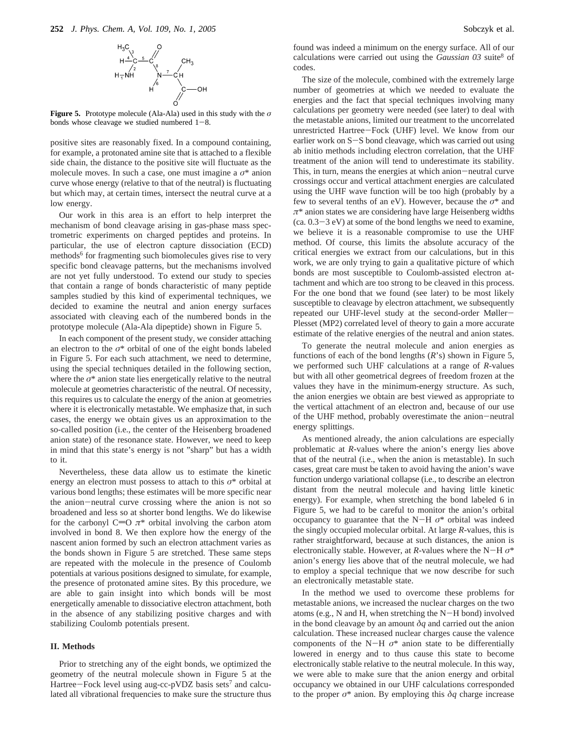**Figure 5.** Prototype molecule (Ala-Ala) used in this study with the $\sigma$ bonds whose cleavage we studied numbered 1−8.

positive sites are reasonably fixed. In a compound containing, for example, a protonated amine site that is attached to a flexible side chain, the distance to the positive site will fluctuate as the molecule moves. In such a case, one must imagine a $\sigma^*$ anion curve whose energy (relative to that of the neutral) is fluctuating but which may, at certain times, intersect the neutral curve at a low energy.

Our work in this area is an effort to help interpret the mechanism of bond cleavage arising in gas-phase mass spectrometric experiments on charged peptides and proteins. In particular, the use of electron capture dissociation (ECD) methods[6] for fragmenting such biomolecules gives rise to very specific bond cleavage patterns, but the mechanisms involved are not yet fully understood. To extend our study to species that contain a range of bonds characteristic of many peptide samples studied by this kind of experimental techniques, we decided to examine the neutral and anion energy surfaces associated with cleaving each of the numbered bonds in the prototype molecule (Ala-Ala dipeptide) shown in Figure 5.

In each component of the present study, we consider attaching an electron to the $\sigma^*$ orbital of one of the eight bonds labeled in Figure 5. For each such attachment, we need to determine, using the special techniques detailed in the following section, where the $\sigma^*$ anion state lies energetically relative to the neutral molecule at geometries characteristic of the neutral. Of necessity, this requires us to calculate the energy of the anion at geometries where it is electronically metastable. We emphasize that, in such cases, the energy we obtain gives us an approximation to the so-called position (i.e., the center of the Heisenberg broadened anion state) of the resonance state. However, we need to keep in mind that this state's energy is not "sharp" but has a width to it.

Nevertheless, these data allow us to estimate the kinetic energy an electron must possess to attach to this $\sigma^*$ orbital at various bond lengths; these estimates will be more specific near the anion−neutral curve crossing where the anion is not so broadened and less so at shorter bond lengths. We do likewise for the carbonyl C=O $\pi^*$ orbital involving the carbon atom involved in bond 8. We then explore how the energy of the nascent anion formed by such an electron attachment varies as the bonds shown in Figure 5 are stretched. These same steps are repeated with the molecule in the presence of Coulomb potentials at various positions designed to simulate, for example, the presence of protonated amine sites. By this procedure, we are able to gain insight into which bonds will be most energetically amenable to dissociative electron attachment, both in the absence of any stabilizing positive charges and with stabilizing Coulomb potentials present.

## II. Methods

Prior to stretching any of the eight bonds, we optimized the geometry of the neutral molecule shown in Figure 5 at the Hartree−Fock level using aug-cc-pVDZ basis sets[7] and calculated all vibrational frequencies to make sure the structure thus found was indeed a minimum on the energy surface. All of our calculations were carried out using the *Gaussian 03* suite[8] of codes.

The size of the molecule, combined with the extremely large number of geometries at which we needed to evaluate the energies and the fact that special techniques involving many calculations per geometry were needed (see later) to deal with the metastable anions, limited our treatment to the uncorrelated unrestricted Hartree−Fock (UHF) level. We know from our earlier work on S−S bond cleavage, which was carried out using ab initio methods including electron correlation, that the UHF treatment of the anion will tend to underestimate its stability. This, in turn, means the energies at which anion−neutral curve crossings occur and vertical attachment energies are calculated using the UHF wave function will be too high (probably by a few to several tenths of an eV). However, because the $\sigma^*$ and $\pi^*$ anion states we are considering have large Heisenberg widths (ca. 0.3−3 eV) at some of the bond lengths we need to examine, we believe it is a reasonable compromise to use the UHF method. Of course, this limits the absolute accuracy of the critical energies we extract from our calculations, but in this work, we are only trying to gain a qualitative picture of which bonds are most susceptible to Coulomb-assisted electron attachment and which are too strong to be cleaved in this process. For the one bond that we found (see later) to be most likely susceptible to cleavage by electron attachment, we subsequently repeated our UHF-level study at the second-order Møller−Plesset (MP2) correlated level of theory to gain a more accurate estimate of the relative energies of the neutral and anion states.

To generate the neutral molecule and anion energies as functions of each of the bond lengths ($R$'s) shown in Figure 5, we performed such UHF calculations at a range of $R$-values but with all other geometrical degrees of freedom frozen at the values they have in the minimum-energy structure. As such, the anion energies we obtain are best viewed as appropriate to the vertical attachment of an electron and, because of our use of the UHF method, probably overestimate the anion−neutral energy splittings.

As mentioned already, the anion calculations are especially problematic at $R$-values where the anion's energy lies above that of the neutral (i.e., when the anion is metastable). In such cases, great care must be taken to avoid having the anion's wave function undergo variational collapse (i.e., to describe an electron distant from the neutral molecule and having little kinetic energy). For example, when stretching the bond labeled 6 in Figure 5, we had to be careful to monitor the anion's orbital occupancy to guarantee that the N−H $\sigma^*$ orbital was indeed the singly occupied molecular orbital. At large $R$-values, this is rather straightforward, because at such distances, the anion is electronically stable. However, at $R$-values where the N−H $\sigma^*$ anion's energy lies above that of the neutral molecule, we had to employ a special technique that we now describe for such an electronically metastable state.

In the method we used to overcome these problems for metastable anions, we increased the nuclear charges on the two atoms (e.g., N and H, when stretching the N−H bond) involved in the bond cleavage by an amount $\delta q$ and carried out the anion calculation. These increased nuclear charges cause the valence components of the N−H $\sigma^*$ anion state to be differentially lowered in energy and to thus cause this state to become electronically stable relative to the neutral molecule. In this way, we were able to make sure that the anion energy and orbital occupancy we obtained in our UHF calculations corresponded to the proper $\sigma^*$ anion. By employing this $\delta q$ charge increase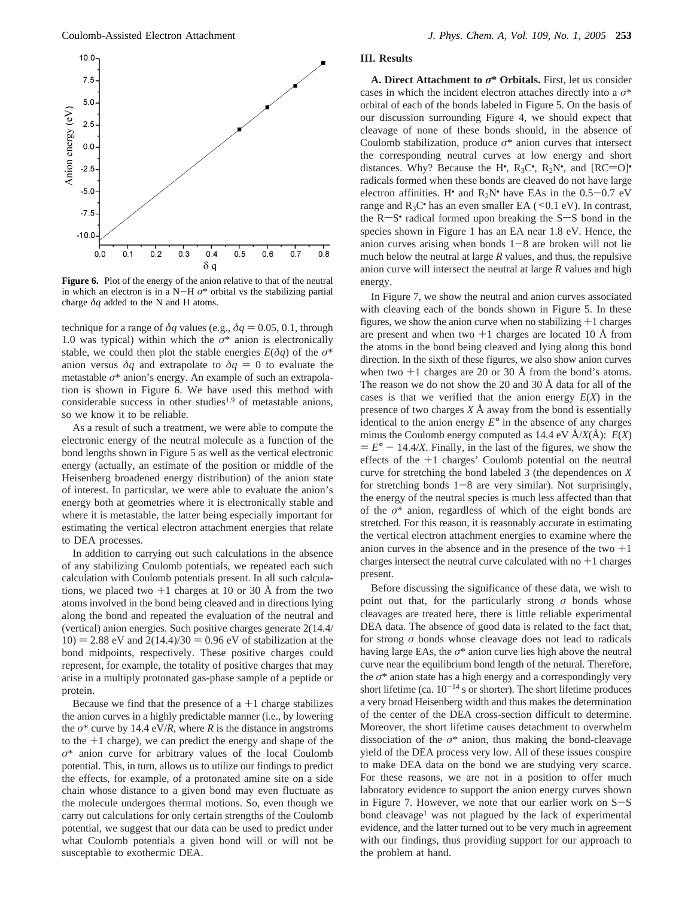**Figure 6.** Plot of the energy of the anion relative to that of the neutral in which an electron is in a N−H $\sigma^*$ orbital vs the stabilizing partial charge $\delta q$ added to the N and H atoms.

technique for a range of $\delta q$ values (e.g., $\delta q = 0.05$, 0.1, through 1.0 was typical) within which the $\sigma^*$ anion is electronically stable, we could then plot the stable energies $E(\delta q)$ of the $\sigma^*$ anion versus $\delta q$ and extrapolate to $\delta q = 0$ to evaluate the metastable $\sigma^*$ anion's energy. An example of such an extrapolation is shown in Figure 6. We have used this method with considerable success in other studies[1,9] of metastable anions, so we know it to be reliable.

As a result of such a treatment, we were able to compute the electronic energy of the neutral molecule as a function of the bond lengths shown in Figure 5 as well as the vertical electronic energy (actually, an estimate of the position or middle of the Heisenberg broadened energy distribution) of the anion state of interest. In particular, we were able to evaluate the anion's energy both at geometries where it is electronically stable and where it is metastable, the latter being especially important for estimating the vertical electron attachment energies that relate to DEA processes.

In addition to carrying out such calculations in the absence of any stabilizing Coulomb potentials, we repeated each such calculation with Coulomb potentials present. In all such calculations, we placed two +1 charges at 10 or 30 Å from the two atoms involved in the bond being cleaved and in directions lying along the bond and repeated the evaluation of the neutral and (vertical) anion energies. Such positive charges generate $2(14.4/10) = 2.88$ eV and $2(14.4)/30 = 0.96$ eV of stabilization at the bond midpoints, respectively. These positive charges could represent, for example, the totality of positive charges that may arise in a multiply protonated gas-phase sample of a peptide or protein.

Because we find that the presence of a +1 charge stabilizes the anion curves in a highly predictable manner (i.e., by lowering the $\sigma^*$ curve by 14.4 eV/$R$, where $R$ is the distance in angstroms to the +1 charge), we can predict the energy and shape of the $\sigma^*$ anion curve for arbitrary values of the local Coulomb potential. This, in turn, allows us to utilize our findings to predict the effects, for example, of a protonated amine site on a side chain whose distance to a given bond may even fluctuate as the molecule undergoes thermal motions. So, even though we carry out calculations for only certain strengths of the Coulomb potential, we suggest that our data can be used to predict under what Coulomb potentials a given bond will or will not be susceptible to exothermic DEA.

## III. Results

**A. Direct Attachment to $\sigma^*$ Orbitals.** First, let us consider cases in which the incident electron attaches directly into a $\sigma^*$ orbital of each of the bonds labeled in Figure 5. On the basis of our discussion surrounding Figure 4, we should expect that cleavage of none of these bonds should, in the absence of Coulomb stabilization, produce $\sigma^*$ anion curves that intersect the corresponding neutral curves at low energy and short distances. Why? Because the H$^\bullet$, $R_3C^\bullet$, $R_2N^\bullet$, and [RC=O]$^\bullet$ radicals formed when these bonds are cleaved do not have large electron affinities. H$^\bullet$ and $R_2N^\bullet$ have EAs in the 0.5−0.7 eV range and $R_3C^\bullet$ has an even smaller EA (<0.1 eV). In contrast, the R−S$^\bullet$ radical formed upon breaking the S−S bond in the species shown in Figure 1 has an EA near 1.8 eV. Hence, the anion curves arising when bonds 1−8 are broken will not lie much below the neutral at large $R$ values, and thus, the repulsive anion curve will intersect the neutral at large $R$ values and high energy.

In Figure 7, we show the neutral and anion curves associated with cleaving each of the bonds shown in Figure 5. In these figures, we show the anion curve when no stabilizing +1 charges are present and when two +1 charges are located 10 Å from the atoms in the bond being cleaved and lying along this bond direction. In the sixth of these figures, we also show anion curves when two +1 charges are 20 or 30 Å from the bond's atoms. The reason we do not show the 20 and 30 Å data for all of the cases is that we verified that the anion energy $E(X)$ in the presence of two charges $X$ Å away from the bond is essentially identical to the anion energy $E°$ in the absence of any charges minus the Coulomb energy computed as 14.4 eV Å/$X$(Å): $E(X) = E° - 14.4/X$. Finally, in the last of the figures, we show the effects of the +1 charges' Coulomb potential on the neutral curve for stretching the bond labeled 3 (the dependences on $X$ for stretching bonds 1−8 are very similar). Not surprisingly, the energy of the neutral species is much less affected than that of the $\sigma^*$ anion, regardless of which of the eight bonds are stretched. For this reason, it is reasonably accurate in estimating the vertical electron attachment energies to examine where the anion curves in the absence and in the presence of the two +1 charges intersect the neutral curve calculated with no +1 charges present.

Before discussing the significance of these data, we wish to point out that, for the particularly strong $\sigma$ bonds whose cleavages are treated here, there is little reliable experimental DEA data. The absence of good data is related to the fact that, for strong $\sigma$ bonds whose cleavage does not lead to radicals having large EAs, the $\sigma^*$ anion curve lies high above the neutral curve near the equilibrium bond length of the netural. Therefore, the $\sigma^*$ anion state has a high energy and a correspondingly very short lifetime (ca. $10^{-14}$ s or shorter). The short lifetime produces a very broad Heisenberg width and thus makes the determination of the center of the DEA cross-section difficult to determine. Moreover, the short lifetime causes detachment to overwhelm dissociation of the $\sigma^*$ anion, thus making the bond-cleavage yield of the DEA process very low. All of these issues conspire to make DEA data on the bond we are studying very scarce. For these reasons, we are not in a position to offer much laboratory evidence to support the anion energy curves shown in Figure 7. However, we note that our earlier work on S−S bond cleavage[1] was not plagued by the lack of experimental evidence, and the latter turned out to be very much in agreement with our findings, thus providing support for our approach to the problem at hand.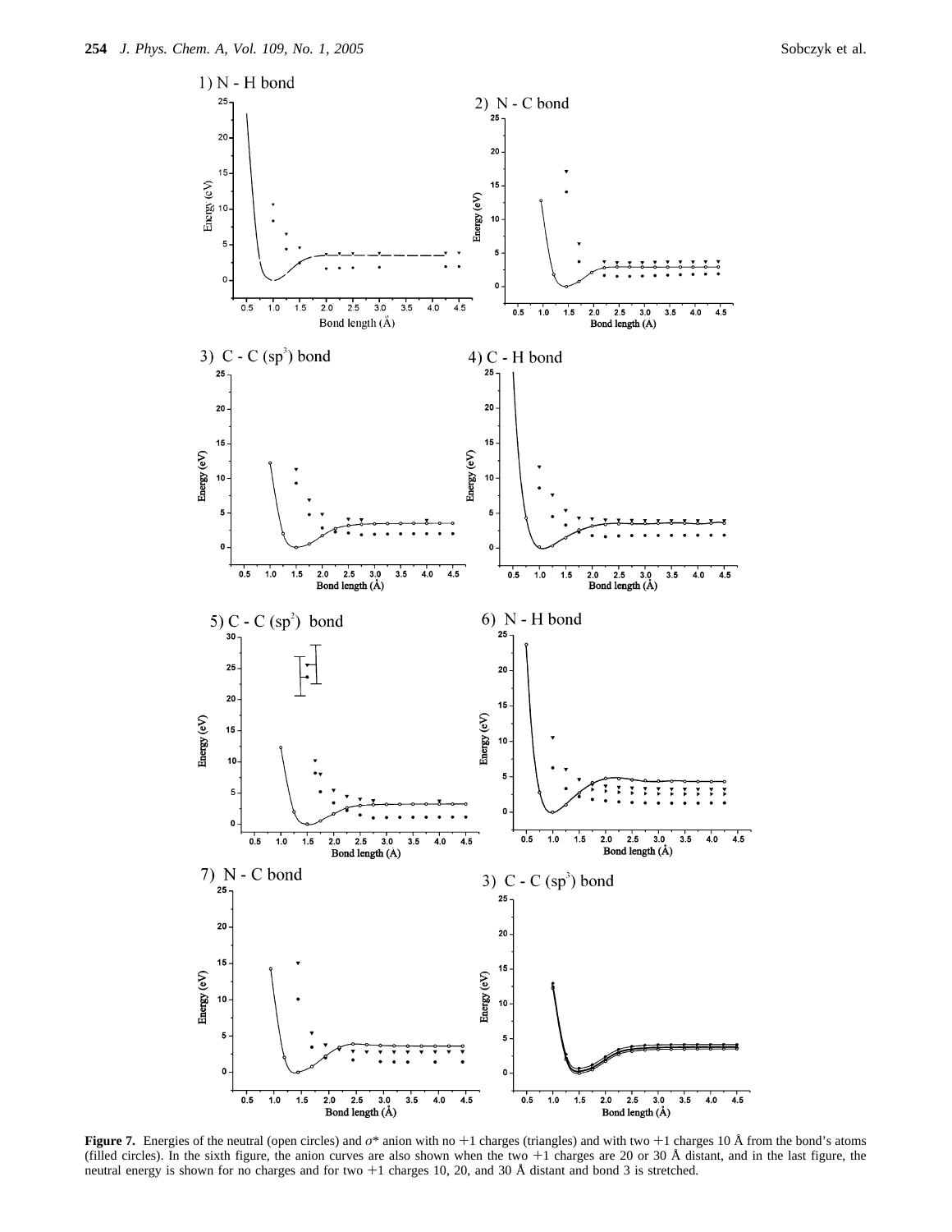**Figure 7.** Energies of the neutral (open circles) and $\sigma^*$ anion with no +1 charges (triangles) and with two +1 charges 10 Å from the bond's atoms (filled circles). In the sixth figure, the anion curves are also shown when the two +1 charges are 20 or 30 Å distant, and in the last figure, the neutral energy is shown for no charges and for two +1 charges 10, 20, and 30 Å distant and bond 3 is stretched.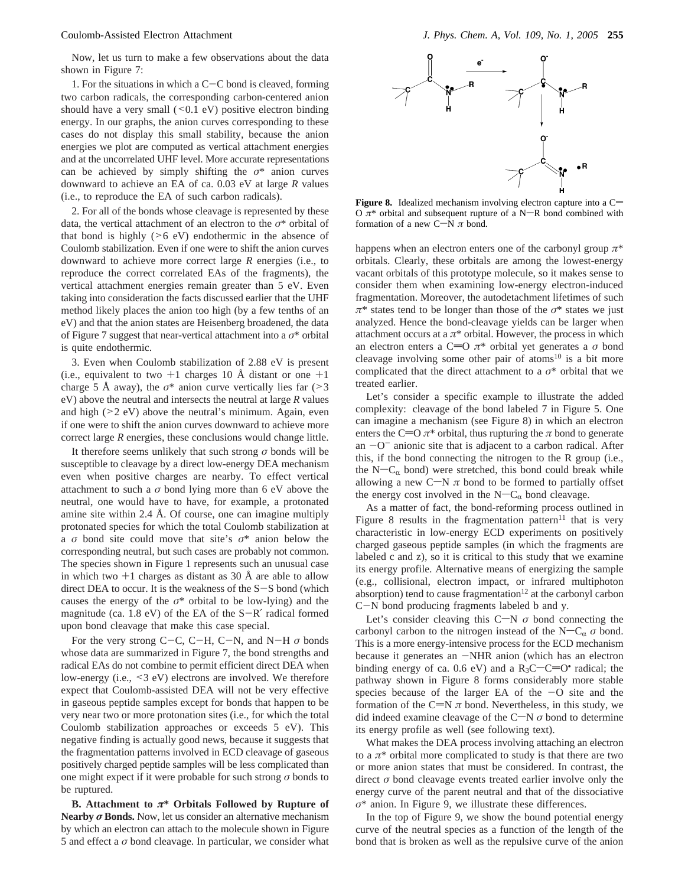Now, let us turn to make a few observations about the data shown in Figure 7:

1. For the situations in which a C−C bond is cleaved, forming two carbon radicals, the corresponding carbon-centered anion should have a very small (<0.1 eV) positive electron binding energy. In our graphs, the anion curves corresponding to these cases do not display this small stability, because the anion energies we plot are computed as vertical attachment energies and at the uncorrelated UHF level. More accurate representations can be achieved by simply shifting the $\sigma^*$ anion curves downward to achieve an EA of ca. 0.03 eV at large $R$ values (i.e., to reproduce the EA of such carbon radicals).

2. For all of the bonds whose cleavage is represented by these data, the vertical attachment of an electron to the $\sigma^*$ orbital of that bond is highly (>6 eV) endothermic in the absence of Coulomb stabilization. Even if one were to shift the anion curves downward to achieve more correct large $R$ energies (i.e., to reproduce the correct correlated EAs of the fragments), the vertical attachment energies remain greater than 5 eV. Even taking into consideration the facts discussed earlier that the UHF method likely places the anion too high (by a few tenths of an eV) and that the anion states are Heisenberg broadened, the data of Figure 7 suggest that near-vertical attachment into a $\sigma^*$ orbital is quite endothermic.

3. Even when Coulomb stabilization of 2.88 eV is present (i.e., equivalent to two +1 charges 10 Å distant or one +1 charge 5 Å away), the $\sigma^*$ anion curve vertically lies far (>3 eV) above the neutral and intersects the neutral at large $R$ values and high (>2 eV) above the neutral's minimum. Again, even if one were to shift the anion curves downward to achieve more correct large $R$ energies, these conclusions would change little.

It therefore seems unlikely that such strong $\sigma$ bonds will be susceptible to cleavage by a direct low-energy DEA mechanism even when positive charges are nearby. To effect vertical attachment to such a $\sigma$ bond lying more than 6 eV above the neutral, one would have to have, for example, a protonated amine site within 2.4 Å. Of course, one can imagine multiply protonated species for which the total Coulomb stabilization at a $\sigma$ bond site could move that site's $\sigma^*$ anion below the corresponding neutral, but such cases are probably not common. The species shown in Figure 1 represents such an unusual case in which two +1 charges as distant as 30 Å are able to allow direct DEA to occur. It is the weakness of the S−S bond (which causes the energy of the $\sigma^*$ orbital to be low-lying) and the magnitude (ca. 1.8 eV) of the EA of the S−R′ radical formed upon bond cleavage that make this case special.

For the very strong C−C, C−H, C−N, and N−H $\sigma$ bonds whose data are summarized in Figure 7, the bond strengths and radical EAs do not combine to permit efficient direct DEA when low-energy (i.e., <3 eV) electrons are involved. We therefore expect that Coulomb-assisted DEA will not be very effective in gaseous peptide samples except for bonds that happen to be very near two or more protonation sites (i.e., for which the total Coulomb stabilization approaches or exceeds 5 eV). This negative finding is actually good news, because it suggests that the fragmentation patterns involved in ECD cleavage of gaseous positively charged peptide samples will be less complicated than one might expect if it were probable for such strong $\sigma$ bonds to be ruptured.

**B. Attachment to $\pi^*$ Orbitals Followed by Rupture of Nearby $\sigma$ Bonds.** Now, let us consider an alternative mechanism by which an electron can attach to the molecule shown in Figure 5 and effect a $\sigma$ bond cleavage. In particular, we consider what happens when an electron enters one of the carbonyl group $\pi^*$ orbitals. Clearly, these orbitals are among the lowest-energy vacant orbitals of this prototype molecule, so it makes sense to consider them when examining low-energy electron-induced fragmentation. Moreover, the autodetachment lifetimes of such $\pi^*$ states tend to be longer than those of the $\sigma^*$ states we just analyzed. Hence the bond-cleavage yields can be larger when attachment occurs at a $\pi^*$ orbital. However, the process in which an electron enters a C=O $\pi^*$ orbital yet generates a $\sigma$ bond cleavage involving some other pair of atoms[10] is a bit more complicated that the direct attachment to a $\sigma^*$ orbital that we treated earlier.

**Figure 8.** Idealized mechanism involving electron capture into a C=O $\pi^*$ orbital and subsequent rupture of a N−R bond combined with formation of a new C−N $\pi$ bond.

Let's consider a specific example to illustrate the added complexity: cleavage of the bond labeled 7 in Figure 5. One can imagine a mechanism (see Figure 8) in which an electron enters the C=O $\pi^*$ orbital, thus rupturing the $\pi$ bond to generate an −O⁻ anionic site that is adjacent to a carbon radical. After this, if the bond connecting the nitrogen to the R group (i.e., the N−C$_\alpha$ bond) were stretched, this bond could break while allowing a new C−N $\pi$ bond to be formed to partially offset the energy cost involved in the N−C$_\alpha$ bond cleavage.

As a matter of fact, the bond-reforming process outlined in Figure 8 results in the fragmentation pattern[11] that is very characteristic in low-energy ECD experiments on positively charged gaseous peptide samples (in which the fragments are labeled c and z), so it is critical to this study that we examine its energy profile. Alternative means of energizing the sample (e.g., collisional, electron impact, or infrared multiphoton absorption) tend to cause fragmentation[12] at the carbonyl carbon C−N bond producing fragments labeled b and y.

Let's consider cleaving this C−N $\sigma$ bond connecting the carbonyl carbon to the nitrogen instead of the N−C$_\alpha$ $\sigma$ bond. This is a more energy-intensive process for the ECD mechanism because it generates an −NHR anion (which has an electron binding energy of ca. 0.6 eV) and a $R_3$C−C=O$^\bullet$ radical; the pathway shown in Figure 8 forms considerably more stable species because of the larger EA of the −O site and the formation of the C=N $\pi$ bond. Nevertheless, in this study, we did indeed examine cleavage of the C−N $\sigma$ bond to determine its energy profile as well (see following text).

What makes the DEA process involving attaching an electron to a $\pi^*$ orbital more complicated to study is that there are two or more anion states that must be considered. In contrast, the direct $\sigma$ bond cleavage events treated earlier involve only the energy curve of the parent neutral and that of the dissociative $\sigma^*$ anion. In Figure 9, we illustrate these differences.

In the top of Figure 9, we show the bound potential energy curve of the neutral species as a function of the length of the bond that is broken as well as the repulsive curve of the anion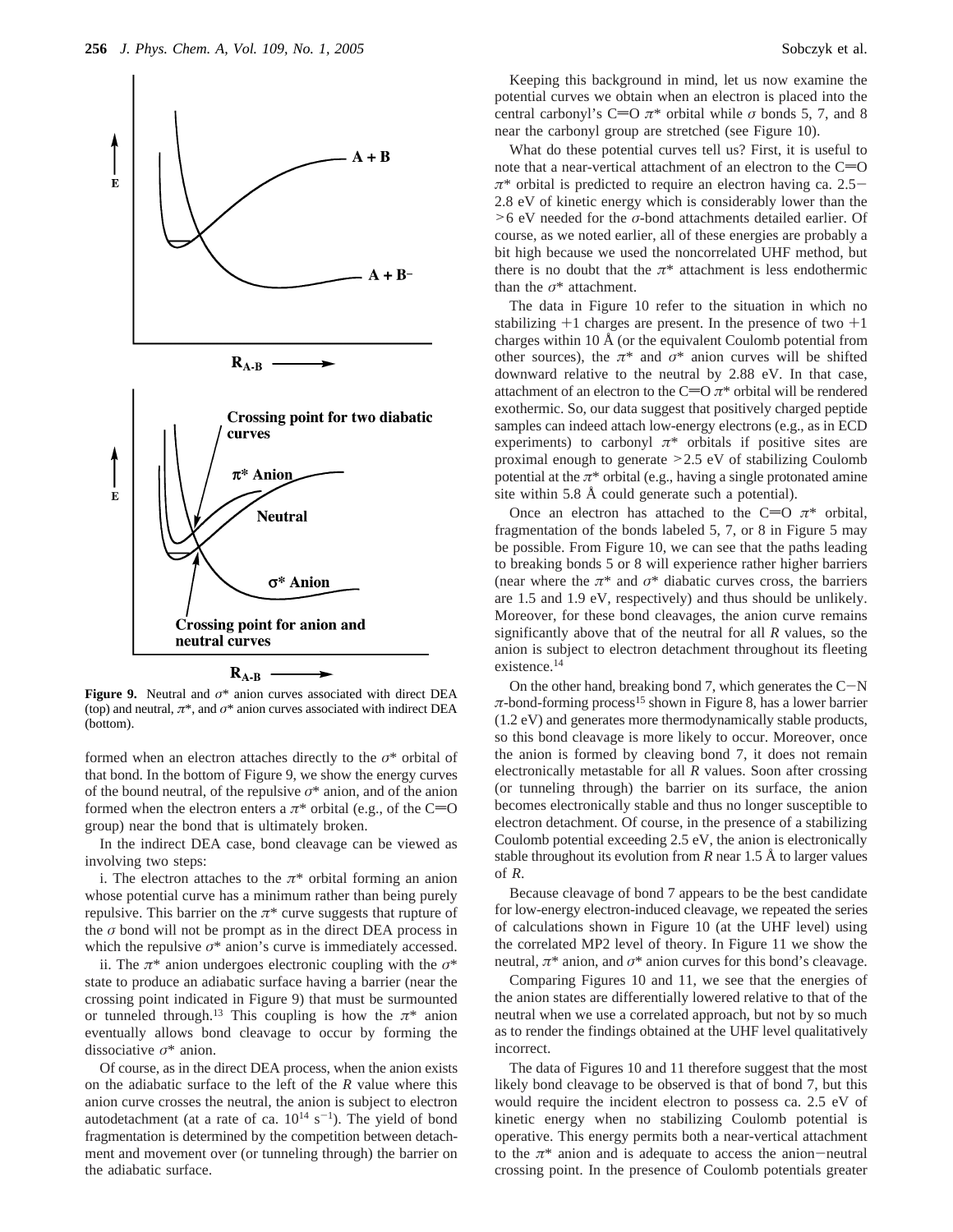**Figure 9.** Neutral and σ* anion curves associated with direct DEA (top) and neutral, π*, and σ* anion curves associated with indirect DEA (bottom).

formed when an electron attaches directly to the σ* orbital of that bond. In the bottom of Figure 9, we show the energy curves of the bound neutral, of the repulsive σ* anion, and of the anion formed when the electron enters a π* orbital (e.g., of the C=O group) near the bond that is ultimately broken.

In the indirect DEA case, bond cleavage can be viewed as involving two steps:

i. The electron attaches to the π* orbital forming an anion whose potential curve has a minimum rather than being purely repulsive. This barrier on the π* curve suggests that rupture of the σ bond will not be prompt as in the direct DEA process in which the repulsive σ* anion's curve is immediately accessed.

ii. The π* anion undergoes electronic coupling with the σ* state to produce an adiabatic surface having a barrier (near the crossing point indicated in Figure 9) that must be surmounted or tunneled through.[13] This coupling is how the π* anion eventually allows bond cleavage to occur by forming the dissociative σ* anion.

Of course, as in the direct DEA process, when the anion exists on the adiabatic surface to the left of the *R* value where this anion curve crosses the neutral, the anion is subject to electron autodetachment (at a rate of ca. $10^{14}$ $s^{-1}$). The yield of bond fragmentation is determined by the competition between detachment and movement over (or tunneling through) the barrier on the adiabatic surface.

Keeping this background in mind, let us now examine the potential curves we obtain when an electron is placed into the central carbonyl's C=O π* orbital while σ bonds 5, 7, and 8 near the carbonyl group are stretched (see Figure 10).

What do these potential curves tell us? First, it is useful to note that a near-vertical attachment of an electron to the C=O π* orbital is predicted to require an electron having ca. 2.5–2.8 eV of kinetic energy which is considerably lower than the >6 eV needed for the σ-bond attachments detailed earlier. Of course, as we noted earlier, all of these energies are probably a bit high because we used the noncorrelated UHF method, but there is no doubt that the π* attachment is less endothermic than the σ* attachment.

The data in Figure 10 refer to the situation in which no stabilizing +1 charges are present. In the presence of two +1 charges within 10 Å (or the equivalent Coulomb potential from other sources), the π* and σ* anion curves will be shifted downward relative to the neutral by 2.88 eV. In that case, attachment of an electron to the C=O π* orbital will be rendered exothermic. So, our data suggest that positively charged peptide samples can indeed attach low-energy electrons (e.g., as in ECD experiments) to carbonyl π* orbitals if positive sites are proximal enough to generate >2.5 eV of stabilizing Coulomb potential at the π* orbital (e.g., having a single protonated amine site within 5.8 Å could generate such a potential).

Once an electron has attached to the C=O π* orbital, fragmentation of the bonds labeled 5, 7, or 8 in Figure 5 may be possible. From Figure 10, we can see that the paths leading to breaking bonds 5 or 8 will experience rather higher barriers (near where the π* and σ* diabatic curves cross, the barriers are 1.5 and 1.9 eV, respectively) and thus should be unlikely. Moreover, for these bond cleavages, the anion curve remains significantly above that of the neutral for all *R* values, so the anion is subject to electron detachment throughout its fleeting existence.[14]

On the other hand, breaking bond 7, which generates the C–N π-bond-forming process[15] shown in Figure 8, has a lower barrier (1.2 eV) and generates more thermodynamically stable products, so this bond cleavage is more likely to occur. Moreover, once the anion is formed by cleaving bond 7, it does not remain electronically metastable for all *R* values. Soon after crossing (or tunneling through) the barrier on its surface, the anion becomes electronically stable and thus no longer susceptible to electron detachment. Of course, in the presence of a stabilizing Coulomb potential exceeding 2.5 eV, the anion is electronically stable throughout its evolution from *R* near 1.5 Å to larger values of *R*.

Because cleavage of bond 7 appears to be the best candidate for low-energy electron-induced cleavage, we repeated the series of calculations shown in Figure 10 (at the UHF level) using the correlated MP2 level of theory. In Figure 11 we show the neutral, π* anion, and σ* anion curves for this bond's cleavage.

Comparing Figures 10 and 11, we see that the energies of the anion states are differentially lowered relative to that of the neutral when we use a correlated approach, but not by so much as to render the findings obtained at the UHF level qualitatively incorrect.

The data of Figures 10 and 11 therefore suggest that the most likely bond cleavage to be observed is that of bond 7, but this would require the incident electron to possess ca. 2.5 eV of kinetic energy when no stabilizing Coulomb potential is operative. This energy permits both a near-vertical attachment to the π* anion and is adequate to access the anion–neutral crossing point. In the presence of Coulomb potentials greater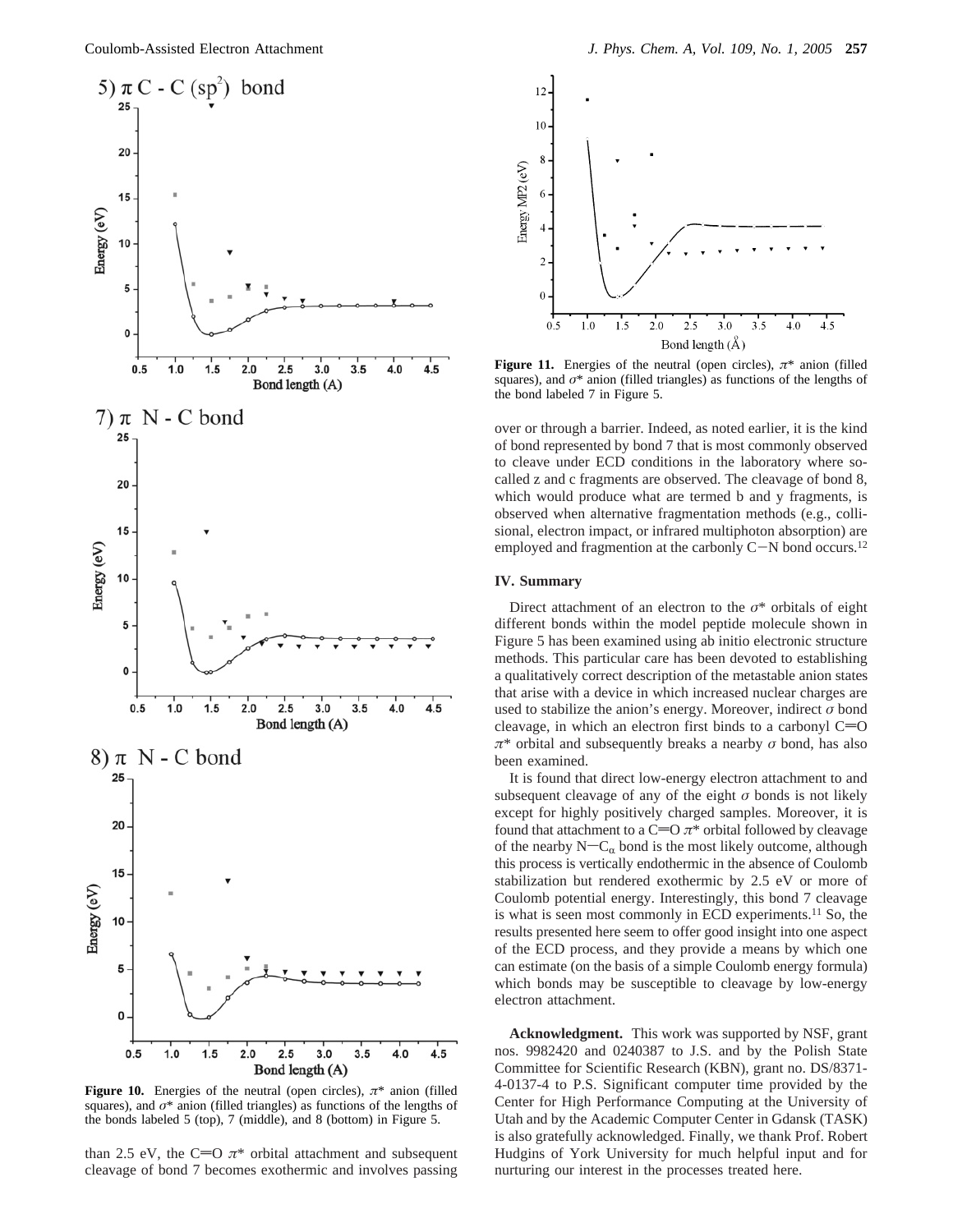5) π C - C ($sp^2$) bond

7) π N - C bond

8) π N - C bond

**Figure 10.** Energies of the neutral (open circles), $\pi^*$ anion (filled squares), and $\sigma^*$ anion (filled triangles) as functions of the lengths of the bonds labeled 5 (top), 7 (middle), and 8 (bottom) in Figure 5.

than 2.5 eV, the C=O $\pi^*$ orbital attachment and subsequent cleavage of bond 7 becomes exothermic and involves passing

**Figure 11.** Energies of the neutral (open circles), $\pi^*$ anion (filled squares), and $\sigma^*$ anion (filled triangles) as functions of the lengths of the bond labeled 7 in Figure 5.

over or through a barrier. Indeed, as noted earlier, it is the kind of bond represented by bond 7 that is most commonly observed to cleave under ECD conditions in the laboratory where so-called z and c fragments are observed. The cleavage of bond 8, which would produce what are termed b and y fragments, is observed when alternative fragmentation methods (e.g., collisional, electron impact, or infrared multiphoton absorption) are employed and fragmention at the carbonly C−N bond occurs.[12]

## IV. Summary

Direct attachment of an electron to the $\sigma^*$ orbitals of eight different bonds within the model peptide molecule shown in Figure 5 has been examined using ab initio electronic structure methods. This particular care has been devoted to establishing a qualitatively correct description of the metastable anion states that arise with a device in which increased nuclear charges are used to stabilize the anion's energy. Moreover, indirect $\sigma$ bond cleavage, in which an electron first binds to a carbonyl C=O $\pi^*$ orbital and subsequently breaks a nearby $\sigma$ bond, has also been examined.

It is found that direct low-energy electron attachment to and subsequent cleavage of any of the eight $\sigma$ bonds is not likely except for highly positively charged samples. Moreover, it is found that attachment to a C=O $\pi^*$ orbital followed by cleavage of the nearby N−$C_\alpha$ bond is the most likely outcome, although this process is vertically endothermic in the absence of Coulomb stabilization but rendered exothermic by 2.5 eV or more of Coulomb potential energy. Interestingly, this bond 7 cleavage is what is seen most commonly in ECD experiments.[11] So, the results presented here seem to offer good insight into one aspect of the ECD process, and they provide a means by which one can estimate (on the basis of a simple Coulomb energy formula) which bonds may be susceptible to cleavage by low-energy electron attachment.

**Acknowledgment.** This work was supported by NSF, grant nos. 9982420 and 0240387 to J.S. and by the Polish State Committee for Scientific Research (KBN), grant no. DS/8371-4-0137-4 to P.S. Significant computer time provided by the Center for High Performance Computing at the University of Utah and by the Academic Computer Center in Gdansk (TASK) is also gratefully acknowledged. Finally, we thank Prof. Robert Hudgins of York University for much helpful input and for nurturing our interest in the processes treated here.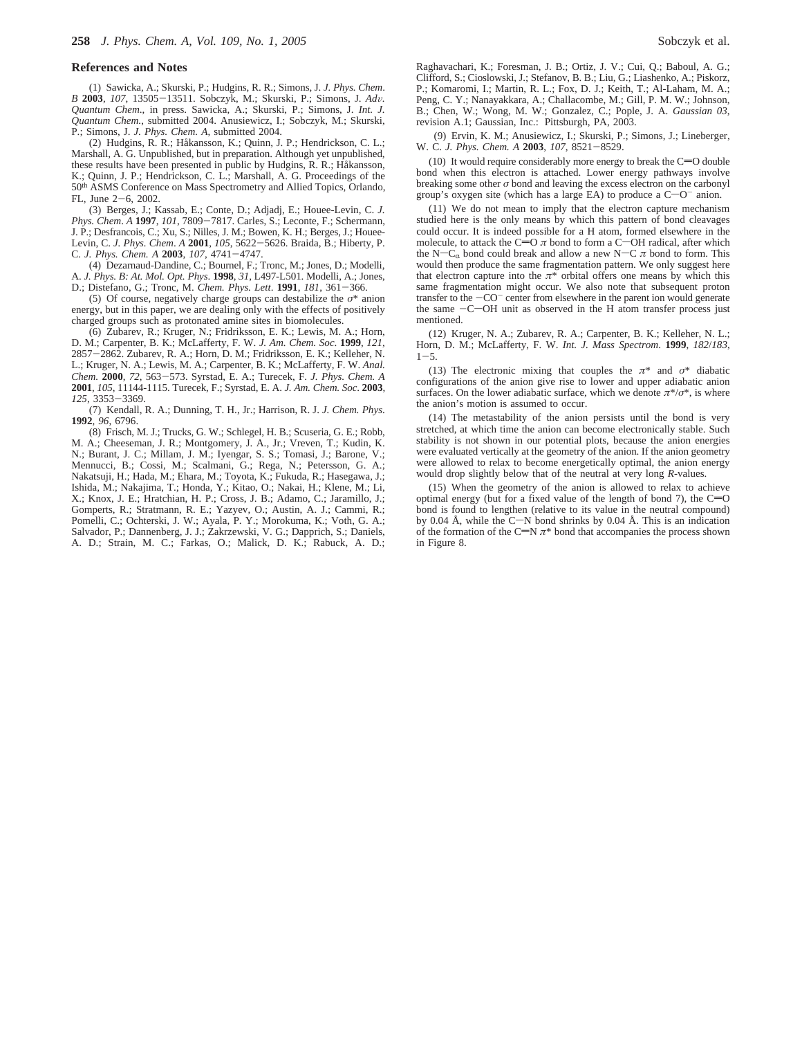## References and Notes

(1) Sawicka, A.; Skurski, P.; Hudgins, R. R.; Simons, J. *J. Phys. Chem. B* **2003**, *107*, 13505−13511. Sobczyk, M.; Skurski, P.; Simons, J. *Adv. Quantum Chem.*, in press. Sawicka, A.; Skurski, P.; Simons, J. *Int. J. Quantum Chem.*, submitted 2004. Anusiewicz, I.; Sobczyk, M.; Skurski, P.; Simons, J. *J. Phys. Chem. A*, submitted 2004.

(2) Hudgins, R. R.; Håkansson, K.; Quinn, J. P.; Hendrickson, C. L.; Marshall, A. G. Unpublished, but in preparation. Although yet unpublished, these results have been presented in public by Hudgins, R. R.; Håkansson, K.; Quinn, J. P.; Hendrickson, C. L.; Marshall, A. G. Proceedings of the 50th ASMS Conference on Mass Spectrometry and Allied Topics, Orlando, FL, June 2−6, 2002.

(3) Berges, J.; Kassab, E.; Conte, D.; Adjadj, E.; Houee-Levin, C. *J. Phys. Chem. A* **1997**, *101*, 7809−7817. Carles, S.; Leconte, F.; Schermann, J. P.; Desfrancois, C.; Xu, S.; Nilles, J. M.; Bowen, K. H.; Berges, J.; Houee-Levin, C. *J. Phys. Chem. A* **2001**, *105*, 5622−5626. Braida, B.; Hiberty, P. C. *J. Phys. Chem. A* **2003**, *107*, 4741−4747.

(4) Dezarnaud-Dandine, C.; Bournel, F.; Tronc, M.; Jones, D.; Modelli, A. *J. Phys. B: At. Mol. Opt. Phys.* **1998**, *31*, L497-L501. Modelli, A.; Jones, D.; Distefano, G.; Tronc, M. *Chem. Phys. Lett.* **1991**, *181*, 361−366.

(5) Of course, negatively charge groups can destabilize the $\sigma^*$ anion energy, but in this paper, we are dealing only with the effects of positively charged groups such as protonated amine sites in biomolecules.

(6) Zubarev, R.; Kruger, N.; Fridriksson, E. K.; Lewis, M. A.; Horn, D. M.; Carpenter, B. K.; McLafferty, F. W. *J. Am. Chem. Soc.* **1999**, *121*, 2857−2862. Zubarev, R. A.; Horn, D. M.; Fridriksson, E. K.; Kelleher, N. L.; Kruger, N. A.; Lewis, M. A.; Carpenter, B. K.; McLafferty, F. W. *Anal. Chem.* **2000**, *72*, 563−573. Syrstad, E. A.; Turecek, F. *J. Phys. Chem. A* **2001**, *105*, 11144-1115. Turecek, F.; Syrstad, E. A. *J. Am. Chem. Soc.* **2003**, *125*, 3353−3369.

(7) Kendall, R. A.; Dunning, T. H., Jr.; Harrison, R. J. *J. Chem. Phys.* **1992**, *96*, 6796.

(8) Frisch, M. J.; Trucks, G. W.; Schlegel, H. B.; Scuseria, G. E.; Robb, M. A.; Cheeseman, J. R.; Montgomery, J. A., Jr.; Vreven, T.; Kudin, K. N.; Burant, J. C.; Millam, J. M.; Iyengar, S. S.; Tomasi, J.; Barone, V.; Mennucci, B.; Cossi, M.; Scalmani, G.; Rega, N.; Petersson, G. A.; Nakatsuji, H.; Hada, M.; Ehara, M.; Toyota, K.; Fukuda, R.; Hasegawa, J.; Ishida, M.; Nakajima, T.; Honda, Y.; Kitao, O.; Nakai, H.; Klene, M.; Li, X.; Knox, J. E.; Hratchian, H. P.; Cross, J. B.; Adamo, C.; Jaramillo, J.; Gomperts, R.; Stratmann, R. E.; Yazyev, O.; Austin, A. J.; Cammi, R.; Pomelli, C.; Ochterski, J. W.; Ayala, P. Y.; Morokuma, K.; Voth, G. A.; Salvador, P.; Dannenberg, J. J.; Zakrzewski, V. G.; Dapprich, S.; Daniels, A. D.; Strain, M. C.; Farkas, O.; Malick, D. K.; Rabuck, A. D.; Raghavachari, K.; Foresman, J. B.; Ortiz, J. V.; Cui, Q.; Baboul, A. G.; Clifford, S.; Cioslowski, J.; Stefanov, B. B.; Liu, G.; Liashenko, A.; Piskorz, P.; Komaromi, I.; Martin, R. L.; Fox, D. J.; Keith, T.; Al-Laham, M. A.; Peng, C. Y.; Nanayakkara, A.; Challacombe, M.; Gill, P. M. W.; Johnson, B.; Chen, W.; Wong, M. W.; Gonzalez, C.; Pople, J. A. *Gaussian 03*, revision A.1; Gaussian, Inc.: Pittsburgh, PA, 2003.

(9) Ervin, K. M.; Anusiewicz, I.; Skurski, P.; Simons, J.; Lineberger, W. C. *J. Phys. Chem. A* **2003**, *107*, 8521−8529.

(10) It would require considerably more energy to break the C=O double bond when this electron is attached. Lower energy pathways involve breaking some other $\sigma$ bond and leaving the excess electron on the carbonyl group's oxygen site (which has a large EA) to produce a C−O$^-$ anion.

(11) We do not mean to imply that the electron capture mechanism studied here is the only means by which this pattern of bond cleavages could occur. It is indeed possible for a H atom, formed elsewhere in the molecule, to attack the C=O $\pi$ bond to form a C−OH radical, after which the N−C$_\alpha$ bond could break and allow a new N−C $\pi$ bond to form. This would then produce the same fragmentation pattern. We only suggest here that electron capture into the $\pi^*$ orbital offers one means by which this same fragmentation might occur. We also note that subsequent proton transfer to the −CO$^-$ center from elsewhere in the parent ion would generate the same −C−OH unit as observed in the H atom transfer process just mentioned.

(12) Kruger, N. A.; Zubarev, R. A.; Carpenter, B. K.; Kelleher, N. L.; Horn, D. M.; McLafferty, F. W. *Int. J. Mass Spectrom.* **1999**, *182*/*183*, 1−5.

(13) The electronic mixing that couples the $\pi^*$ and $\sigma^*$ diabatic configurations of the anion give rise to lower and upper adiabatic anion surfaces. On the lower adiabatic surface, which we denote $\pi^*/\sigma^*$, is where the anion's motion is assumed to occur.

(14) The metastability of the anion persists until the bond is very stretched, at which time the anion can become electronically stable. Such stability is not shown in our potential plots, because the anion energies were evaluated vertically at the geometry of the anion. If the anion geometry were allowed to relax to become energetically optimal, the anion energy would drop slightly below that of the neutral at very long *R*-values.

(15) When the geometry of the anion is allowed to relax to achieve optimal energy (but for a fixed value of the length of bond 7), the C=O bond is found to lengthen (relative to its value in the neutral compound) by 0.04 Å, while the C−N bond shrinks by 0.04 Å. This is an indication of the formation of the C=N $\pi^*$ bond that accompanies the process shown in Figure 8.